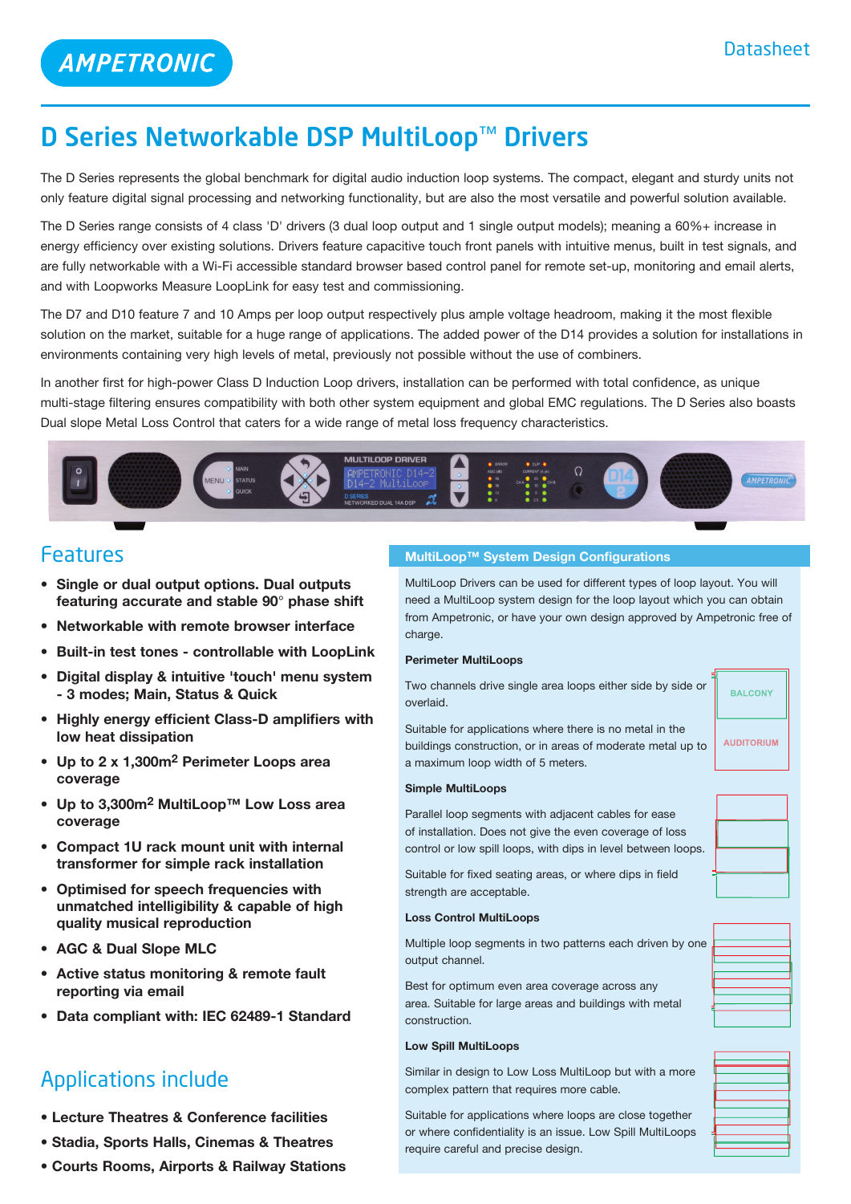AMPETRONIC

Datasheet

# D Series Networkable DSP MultiLoop™ Drivers

The D Series represents the global benchmark for digital audio induction loop systems. The compact, elegant and sturdy units not only feature digital signal processing and networking functionality, but are also the most versatile and powerful solution available.

The D Series range consists of 4 class 'D' drivers (3 dual loop output and 1 single output models); meaning a 60%+ increase in energy efficiency over existing solutions. Drivers feature capacitive touch front panels with intuitive menus, built in test signals, and are fully networkable with a Wi-Fi accessible standard browser based control panel for remote set-up, monitoring and email alerts, and with Loopworks Measure LoopLink for easy test and commissioning.

The D7 and D10 feature 7 and 10 Amps per loop output respectively plus ample voltage headroom, making it the most flexible solution on the market, suitable for a huge range of applications. The added power of the D14 provides a solution for installations in environments containing very high levels of metal, previously not possible without the use of combiners.

In another first for high-power Class D Induction Loop drivers, installation can be performed with total confidence, as unique multi-stage filtering ensures compatibility with both other system equipment and global EMC regulations. The D Series also boasts Dual slope Metal Loss Control that caters for a wide range of metal loss frequency characteristics.

## Features

- **Single or dual output options. Dual outputs featuring accurate and stable 90° phase shift**
- **Networkable with remote browser interface**
- **Built-in test tones - controllable with LoopLink**
- **Digital display & intuitive 'touch' menu system - 3 modes; Main, Status & Quick**
- **Highly energy efficient Class-D amplifiers with low heat dissipation**
- **Up to 2 x 1,300m$^2$ Perimeter Loops area coverage**
- **Up to 3,300m$^2$ MultiLoop™ Low Loss area coverage**
- **Compact 1U rack mount unit with internal transformer for simple rack installation**
- **Optimised for speech frequencies with unmatched intelligibility & capable of high quality musical reproduction**
- **AGC & Dual Slope MLC**
- **Active status monitoring & remote fault reporting via email**
- **Data compliant with: IEC 62489-1 Standard**

## Applications include

- **Lecture Theatres & Conference facilities**
- **Stadia, Sports Halls, Cinemas & Theatres**
- **Courts Rooms, Airports & Railway Stations**

## MultiLoop™ System Design Configurations

MultiLoop Drivers can be used for different types of loop layout. You will need a MultiLoop system design for the loop layout which you can obtain from Ampetronic, or have your own design approved by Ampetronic free of charge.

**Perimeter MultiLoops**

Two channels drive single area loops either side by side or overlaid.

Suitable for applications where there is no metal in the buildings construction, or in areas of moderate metal up to a maximum loop width of 5 meters.

BALCONY

AUDITORIUM

**Simple MultiLoops**

Parallel loop segments with adjacent cables for ease of installation. Does not give the even coverage of loss control or low spill loops, with dips in level between loops.

Suitable for fixed seating areas, or where dips in field strength are acceptable.

**Loss Control MultiLoops**

Multiple loop segments in two patterns each driven by one output channel.

Best for optimum even area coverage across any area. Suitable for large areas and buildings with metal construction.

**Low Spill MultiLoops**

Similar in design to Low Loss MultiLoop but with a more complex pattern that requires more cable.

Suitable for applications where loops are close together or where confidentiality is an issue. Low Spill MultiLoops require careful and precise design.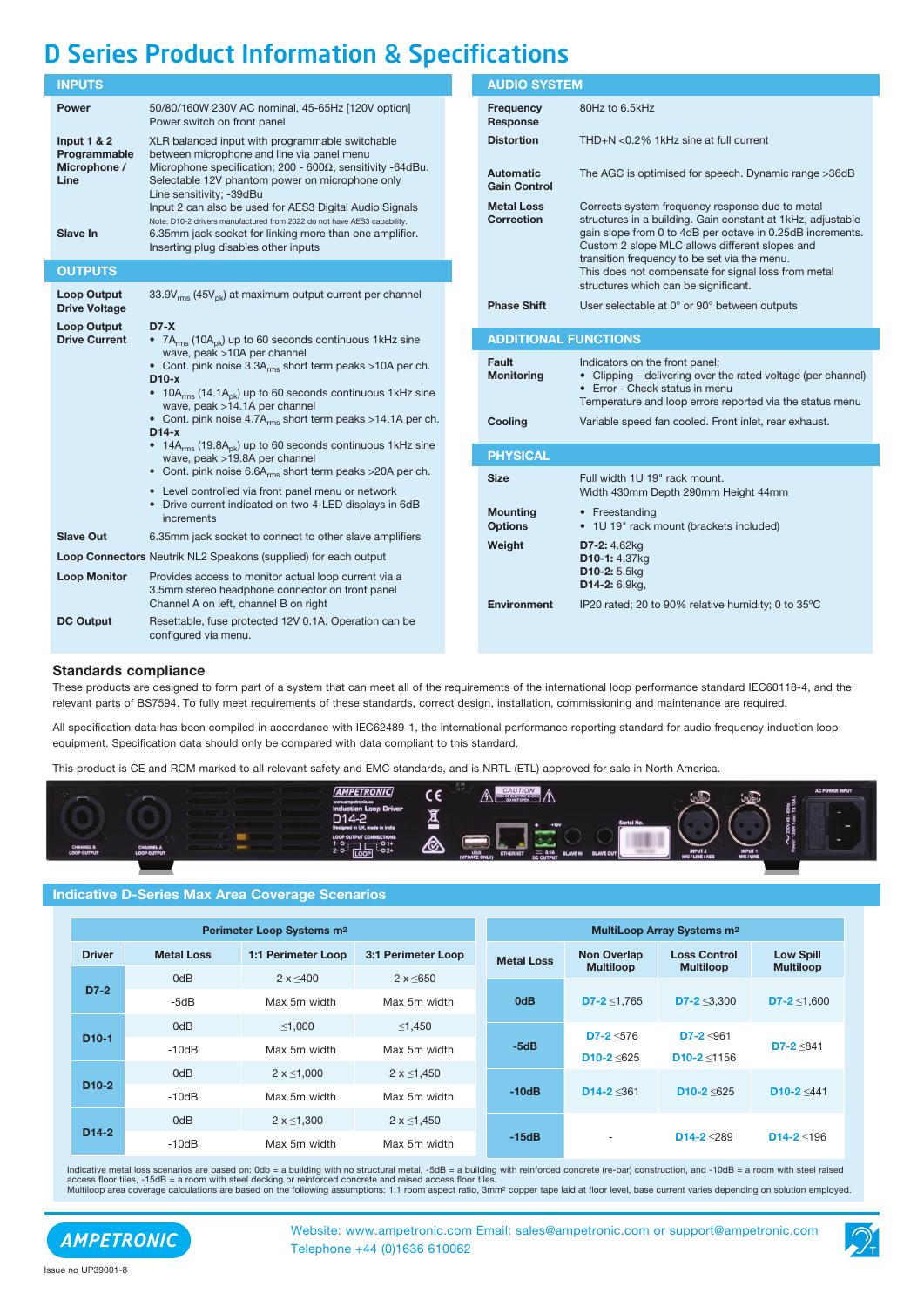# D Series Product Information & Specifications

## INPUTS

| | |
|---|---|
| **Power** | 50/80/160W 230V AC nominal, 45-65Hz [120V option] Power switch on front panel |
| **Input 1 & 2 Programmable Microphone / Line** | XLR balanced input with programmable switchable between microphone and line via panel menu. Microphone specification; 200 - 600Ω, sensitivity -64dBu. Selectable 12V phantom power on microphone only. Line sensitivity; -39dBu. Input 2 can also be used for AES3 Digital Audio Signals. Note: D10-2 drivers manufactured from 2022 do not have AES3 capability. |
| **Slave In** | 6.35mm jack socket for linking more than one amplifier. Inserting plug disables other inputs |

## OUTPUTS

| | |
|---|---|
| **Loop Output Drive Voltage** | 33.9$V_{rms}$ (45$V_{pk}$) at maximum output current per channel |
| **Loop Output Drive Current** | **D7-X**<br>• 7$A_{rms}$ (10$A_{pk}$) up to 60 seconds continuous 1kHz sine wave, peak >10A per channel<br>• Cont. pink noise 3.3$A_{rms}$ short term peaks >10A per ch.<br>**D10-x**<br>• 10$A_{rms}$ (14.1$A_{pk}$) up to 60 seconds continuous 1kHz sine wave, peak >14.1A per channel<br>• Cont. pink noise 4.7$A_{rms}$ short term peaks >14.1A per ch.<br>**D14-x**<br>• 14$A_{rms}$ (19.8$A_{pk}$) up to 60 seconds continuous 1kHz sine wave, peak >19.8A per channel<br>• Cont. pink noise 6.6$A_{rms}$ short term peaks >20A per ch.<br><br>• Level controlled via front panel menu or network<br>• Drive current indicated on two 4-LED displays in 6dB increments |
| **Slave Out** | 6.35mm jack socket to connect to other slave amplifiers |
| **Loop Connectors** | Neutrik NL2 Speakons (supplied) for each output |
| **Loop Monitor** | Provides access to monitor actual loop current via a 3.5mm stereo headphone connector on front panel. Channel A on left, channel B on right |
| **DC Output** | Resettable, fuse protected 12V 0.1A. Operation can be configured via menu. |

## AUDIO SYSTEM

| | |
|---|---|
| **Frequency Response** | 80Hz to 6.5kHz |
| **Distortion** | THD+N <0.2% 1kHz sine at full current |
| **Automatic Gain Control** | The AGC is optimised for speech. Dynamic range >36dB |
| **Metal Loss Correction** | Corrects system frequency response due to metal structures in a building. Gain constant at 1kHz, adjustable gain slope from 0 to 4dB per octave in 0.25dB increments. Custom 2 slope MLC allows different slopes and transition frequency to be set via the menu. This does not compensate for signal loss from metal structures which can be significant. |
| **Phase Shift** | User selectable at 0° or 90° between outputs |

## ADDITIONAL FUNCTIONS

| | |
|---|---|
| **Fault Monitoring** | Indicators on the front panel;<br>• Clipping – delivering over the rated voltage (per channel)<br>• Error - Check status in menu<br>Temperature and loop errors reported via the status menu |
| **Cooling** | Variable speed fan cooled. Front inlet, rear exhaust. |

## PHYSICAL

| | |
|---|---|
| **Size** | Full width 1U 19" rack mount. Width 430mm Depth 290mm Height 44mm |
| **Mounting Options** | • Freestanding<br>• 1U 19" rack mount (brackets included) |
| **Weight** | **D7-2:** 4.62kg<br>**D10-1:** 4.37kg<br>**D10-2:** 5.5kg<br>**D14-2:** 6.9kg, |
| **Environment** | IP20 rated; 20 to 90% relative humidity; 0 to 35°C |

### Standards compliance

These products are designed to form part of a system that can meet all of the requirements of the international loop performance standard IEC60118-4, and the relevant parts of BS7594. To fully meet requirements of these standards, correct design, installation, commissioning and maintenance are required.

All specification data has been compiled in accordance with IEC62489-1, the international performance reporting standard for audio frequency induction loop equipment. Specification data should only be compared with data compliant to this standard.

This product is CE and RCM marked to all relevant safety and EMC standards, and is NRTL (ETL) approved for sale in North America.

## Indicative D-Series Max Area Coverage Scenarios

| Perimeter Loop Systems m² | | | |
|---|---|---|---|
| **Driver** | **Metal Loss** | **1:1 Perimeter Loop** | **3:1 Perimeter Loop** |
| D7-2 | 0dB | 2 x ≤400 | 2 x ≤650 |
| | -5dB | Max 5m width | Max 5m width |
| D10-1 | 0dB | ≤1,000 | ≤1,450 |
| | -10dB | Max 5m width | Max 5m width |
| D10-2 | 0dB | 2 x ≤1,000 | 2 x ≤1,450 |
| | -10dB | Max 5m width | Max 5m width |
| D14-2 | 0dB | 2 x ≤1,300 | 2 x ≤1,450 |
| | -10dB | Max 5m width | Max 5m width |

| MultiLoop Array Systems m² | | | |
|---|---|---|---|
| **Metal Loss** | **Non Overlap Multiloop** | **Loss Control Multiloop** | **Low Spill Multiloop** |
| 0dB | D7-2 ≤1,765 | D7-2 ≤3,300 | D7-2 ≤1,600 |
| -5dB | D7-2 ≤576<br>D10-2 ≤625 | D7-2 ≤961<br>D10-2 ≤1156 | D7-2 ≤841 |
| -10dB | D14-2 ≤361 | D10-2 ≤625 | D10-2 ≤441 |
| -15dB | - | D14-2 ≤289 | D14-2 ≤196 |

Indicative metal loss scenarios are based on: 0db = a building with no structural metal, -5dB = a building with reinforced concrete (re-bar) construction, and -10dB = a room with steel raised access floor tiles, -15dB = a room with steel decking or reinforced concrete and raised access floor tiles.
Multiloop area coverage calculations are based on the following assumptions: 1:1 room aspect ratio, 3mm² copper tape laid at floor level, base current varies depending on solution employed.

AMPETRONIC

Website: www.ampetronic.com Email: sales@ampetronic.com or support@ampetronic.com
Telephone +44 (0)1636 610062

Issue no UP39001-8